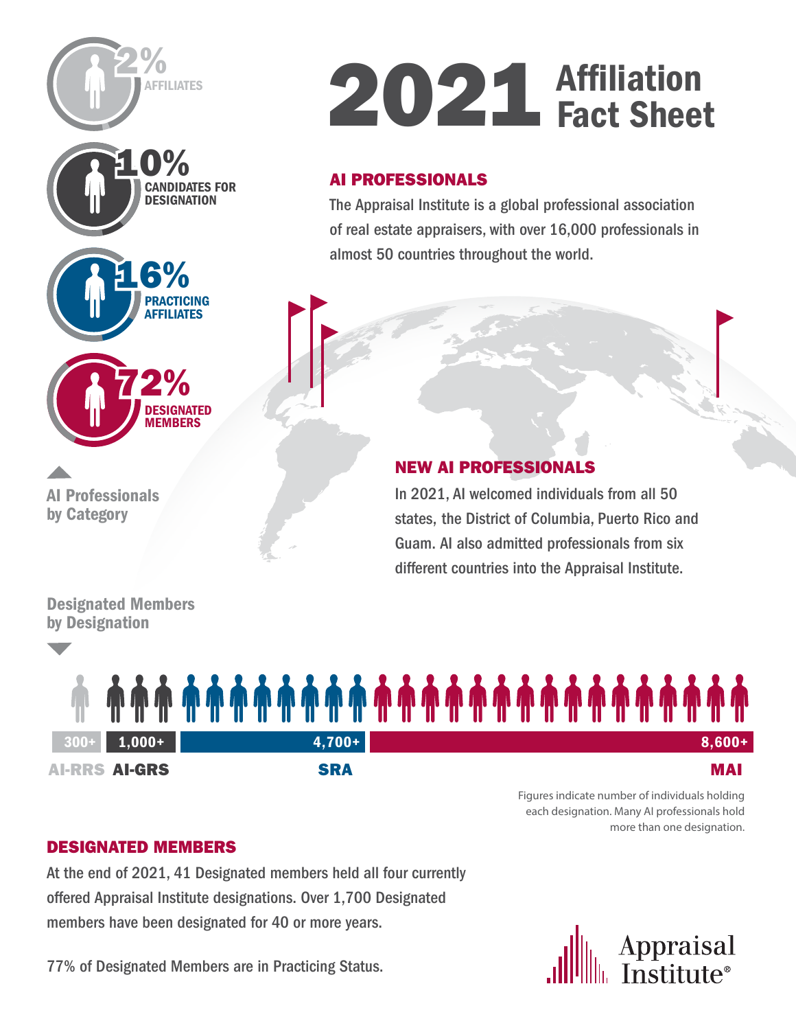# 2021 Affiliation Fact Sheet

## AI PROFESSIONALS

The Appraisal Institute is a global professional association of real estate appraisers, with over 16,000 professionals in almost 50 countries throughout the world.

### AI Professionals by Category

- 2% AFFILIATES
- 10% CANDIDATES FOR DESIGNATION
- 16% PRACTICING AFFILIATES
- 72% DESIGNATED MEMBERS

## NEW AI PROFESSIONALS

In 2021, AI welcomed individuals from all 50 states, the District of Columbia, Puerto Rico and Guam. AI also admitted professionals from six different countries into the Appraisal Institute.

### Designated Members by Designation

| AI-RRS | AI-GRS | SRA | MAI |
|---|---|---|---|
| 300+ | 1,000+ | 4,700+ | 8,600+ |

Figures indicate number of individuals holding each designation. Many AI professionals hold more than one designation.

## DESIGNATED MEMBERS

At the end of 2021, 41 Designated members held all four currently offered Appraisal Institute designations. Over 1,700 Designated members have been designated for 40 or more years.

77% of Designated Members are in Practicing Status.

Appraisal Institute®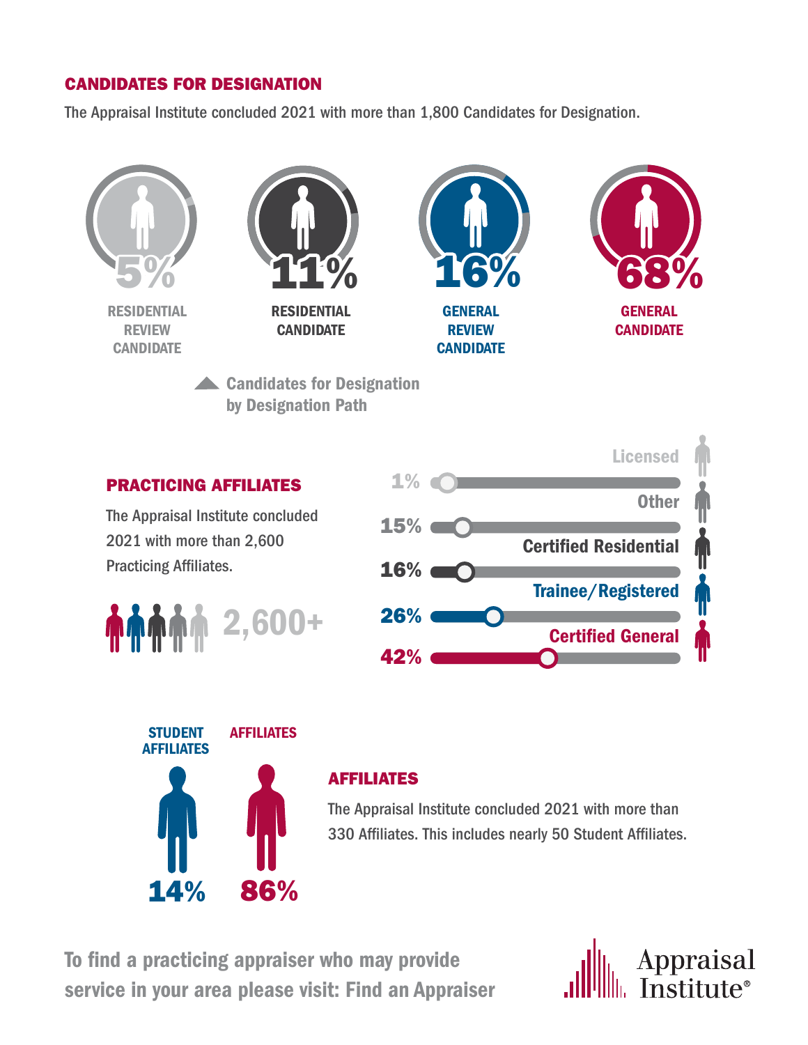## CANDIDATES FOR DESIGNATION

The Appraisal Institute concluded 2021 with more than 1,800 Candidates for Designation.

5%
RESIDENTIAL REVIEW CANDIDATE

11%
RESIDENTIAL CANDIDATE

16%
GENERAL REVIEW CANDIDATE

68%
GENERAL CANDIDATE

Candidates for Designation by Designation Path

## PRACTICING AFFILIATES

The Appraisal Institute concluded 2021 with more than 2,600 Practicing Affiliates.

2,600+

Licensed
1%
Other
15%
Certified Residential
16%
Trainee/Registered
26%
Certified General
42%

STUDENT AFFILIATES
14%

AFFILIATES
86%

## AFFILIATES

The Appraisal Institute concluded 2021 with more than 330 Affiliates. This includes nearly 50 Student Affiliates.

**To find a practicing appraiser who may provide service in your area please visit: Find an Appraiser**

Appraisal Institute®